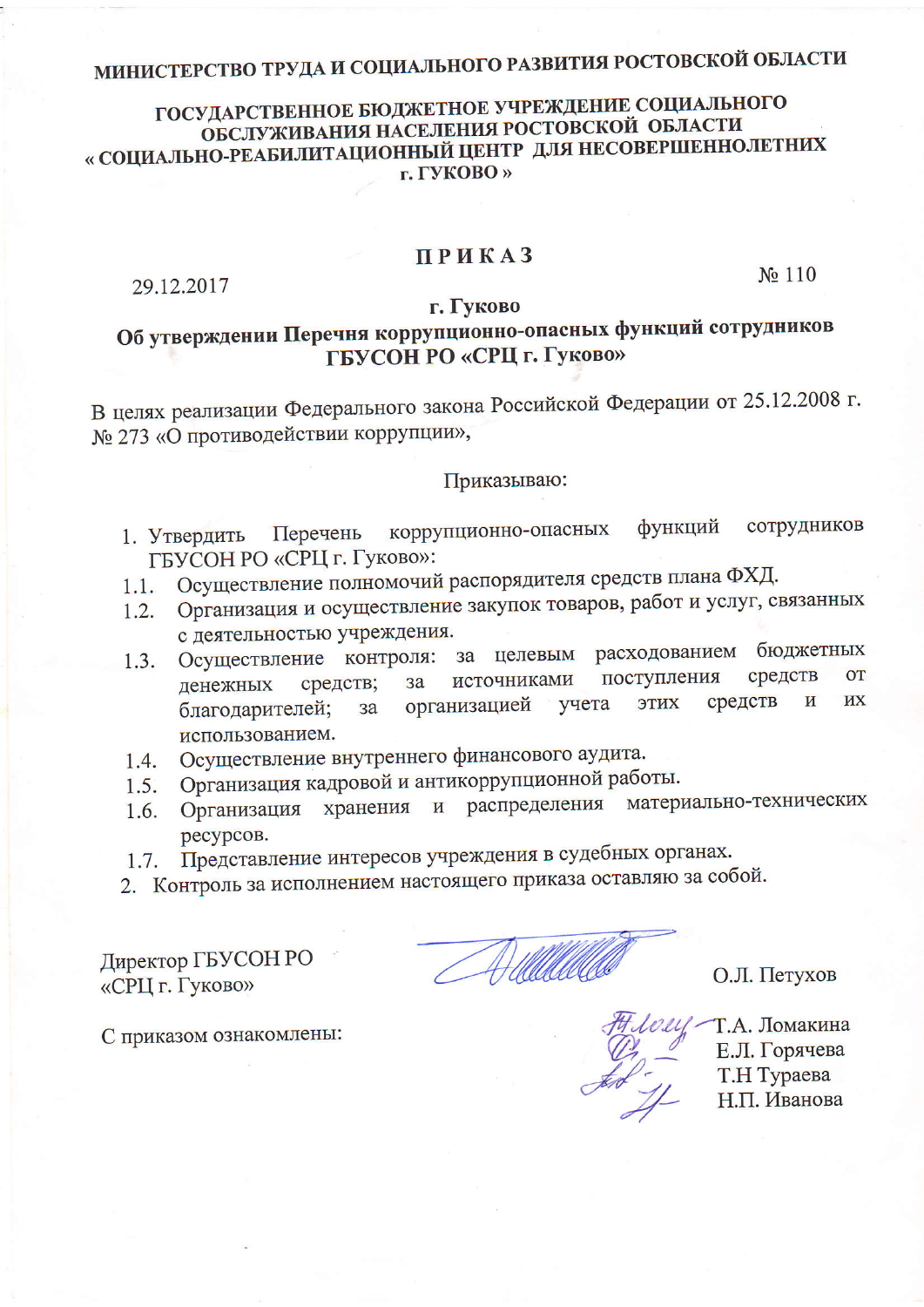**МИНИСТЕРСТВО ТРУДА И СОЦИАЛЬНОГО РАЗВИТИЯ РОСТОВСКОЙ ОБЛАСТИ**

**ГОСУДАРСТВЕННОЕ БЮДЖЕТНОЕ УЧРЕЖДЕНИЕ СОЦИАЛЬНОГО ОБСЛУЖИВАНИЯ НАСЕЛЕНИЯ РОСТОВСКОЙ ОБЛАСТИ « СОЦИАЛЬНО-РЕАБИЛИТАЦИОННЫЙ ЦЕНТР ДЛЯ НЕСОВЕРШЕННОЛЕТНИХ г. ГУКОВО »**

# П Р И К А З

29.12.2017 № 110

**г. Гуково**

**Об утверждении Перечня коррупционно-опасных функций сотрудников ГБУСОН РО «СРЦ г. Гуково»**

В целях реализации Федерального закона Российской Федерации от 25.12.2008 г. № 273 «О противодействии коррупции»,

Приказываю:

1. Утвердить Перечень коррупционно-опасных функций сотрудников ГБУСОН РО «СРЦ г. Гуково»:
   1.1. Осуществление полномочий распорядителя средств плана ФХД.
   1.2. Организация и осуществление закупок товаров, работ и услуг, связанных с деятельностью учреждения.
   1.3. Осуществление контроля: за целевым расходованием бюджетных денежных средств; за источниками поступления средств от благодарителей; за организацией учета этих средств и их использованием.
   1.4. Осуществление внутреннего финансового аудита.
   1.5. Организация кадровой и антикоррупционной работы.
   1.6. Организация хранения и распределения материально-технических ресурсов.
   1.7. Представление интересов учреждения в судебных органах.
2. Контроль за исполнением настоящего приказа оставляю за собой.

Директор ГБУСОН РО
«СРЦ г. Гуково» О.Л. Петухов

С приказом ознакомлены:

Т.А. Ломакина
Е.Л. Горячева
Т.Н Тураева
Н.П. Иванова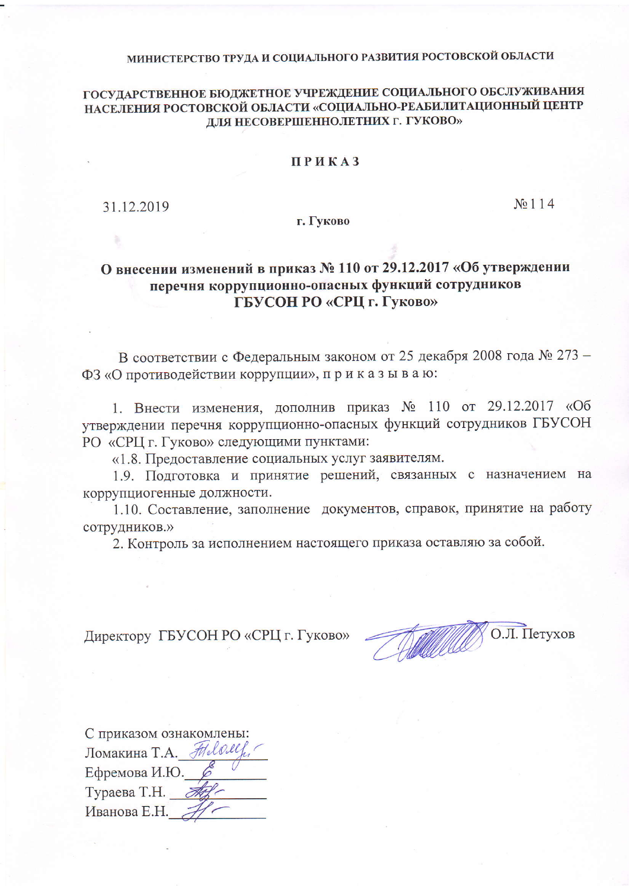МИНИСТЕРСТВО ТРУДА И СОЦИАЛЬНОГО РАЗВИТИЯ РОСТОВСКОЙ ОБЛАСТИ

**ГОСУДАРСТВЕННОЕ БЮДЖЕТНОЕ УЧРЕЖДЕНИЕ СОЦИАЛЬНОГО ОБСЛУЖИВАНИЯ НАСЕЛЕНИЯ РОСТОВСКОЙ ОБЛАСТИ «СОЦИАЛЬНО-РЕАБИЛИТАЦИОННЫЙ ЦЕНТР ДЛЯ НЕСОВЕРШЕННОЛЕТНИХ г. ГУКОВО»**

# П Р И К А З

31.12.2019 №114

**г. Гуково**

**О внесении изменений в приказ № 110 от 29.12.2017 «Об утверждении перечня коррупционно-опасных функций сотрудников ГБУСОН РО «СРЦ г. Гуково»**

В соответствии с Федеральным законом от 25 декабря 2008 года № 273 – ФЗ «О противодействии коррупции», п р и к а з ы в а ю:

1. Внести изменения, дополнив приказ № 110 от 29.12.2017 «Об утверждении перечня коррупционно-опасных функций сотрудников ГБУСОН РО «СРЦ г. Гуково» следующими пунктами:

«1.8. Предоставление социальных услуг заявителям.

1.9. Подготовка и принятие решений, связанных с назначением на коррупциогенные должности.

1.10. Составление, заполнение документов, справок, принятие на работу сотрудников.»

2. Контроль за исполнением настоящего приказа оставляю за собой.

Директору ГБУСОН РО «СРЦ г. Гуково» О.Л. Петухов

С приказом ознакомлены:
Ломакина Т.А.
Ефремова И.Ю.
Тураева Т.Н.
Иванова Е.Н.